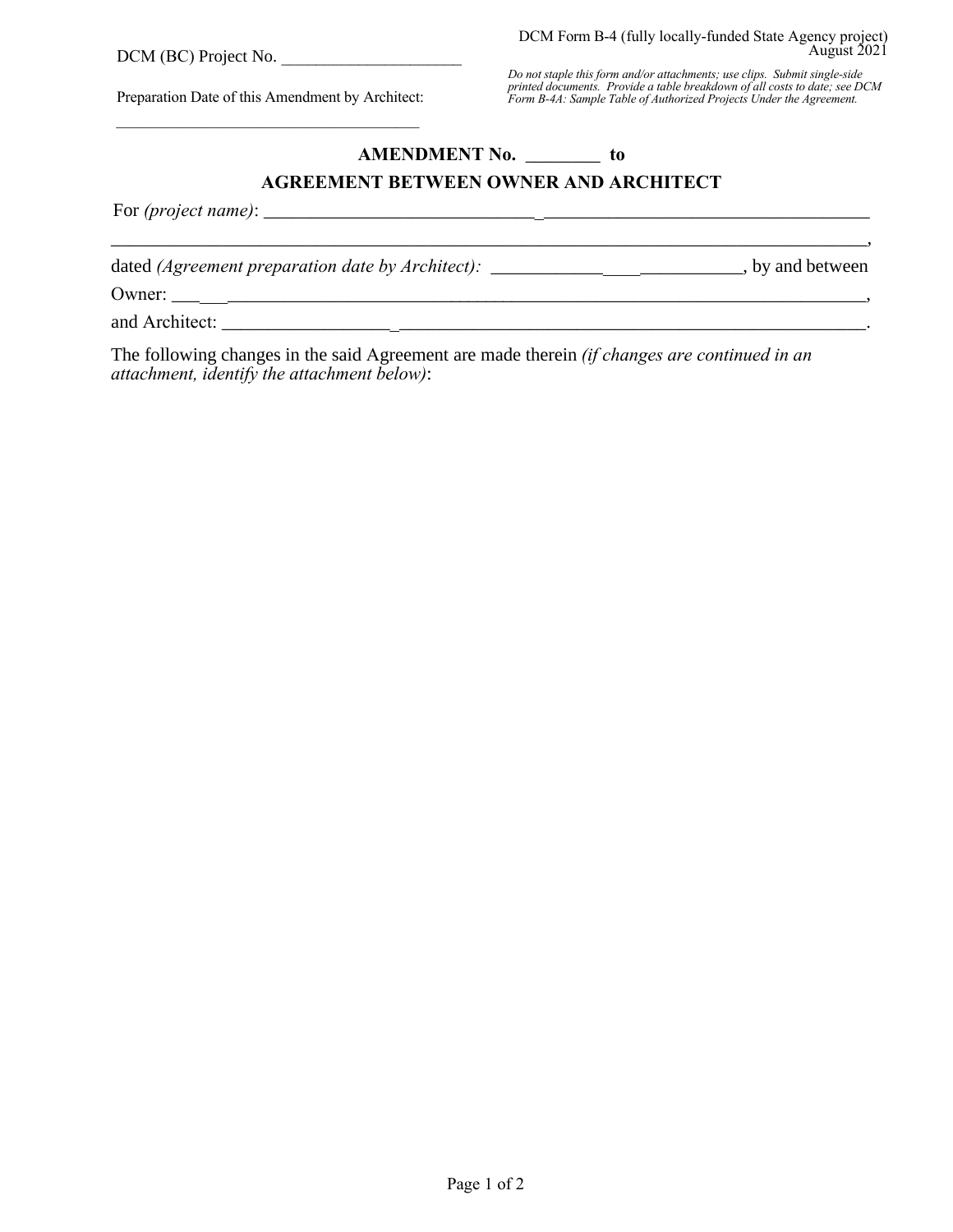DCM (BC) Project No. ____________________

DCM Form B-4 (fully locally-funded State Agency project)
August 2021

Preparation Date of this Amendment by Architect:

___________________________________

*Do not staple this form and/or attachments; use clips. Submit single-side printed documents. Provide a table breakdown of all costs to date; see DCM Form B-4A: Sample Table of Authorized Projects Under the Agreement.*

## AMENDMENT No. ________ to

## AGREEMENT BETWEEN OWNER AND ARCHITECT

For *(project name)*: ____________________________________________________________

_______________________________________________________________________________,

dated *(Agreement preparation date by Architect):* __________________________, by and between

Owner: _________________________________________________________________________,

and Architect: ___________________________________________________________________.

The following changes in the said Agreement are made therein *(if changes are continued in an attachment, identify the attachment below)*: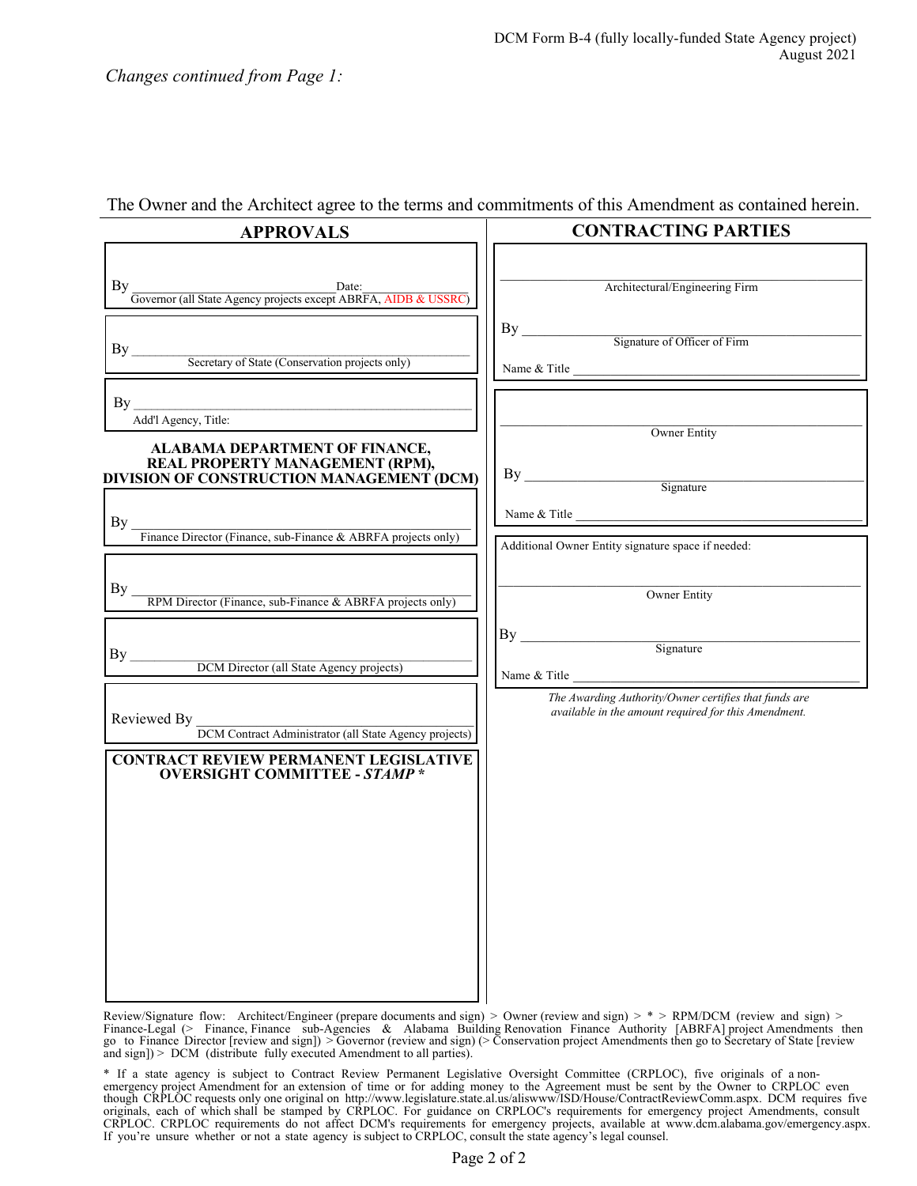*Changes continued from Page 1:*

The Owner and the Architect agree to the terms and commitments of this Amendment as contained herein.

## APPROVALS

By ______________________________ Date: __________
Governor (all State Agency projects except ABRFA, AIDB & USSRC)

By ______________________________
Secretary of State (Conservation projects only)

By ______________________________
Add'l Agency, Title:

**ALABAMA DEPARTMENT OF FINANCE, REAL PROPERTY MANAGEMENT (RPM), DIVISION OF CONSTRUCTION MANAGEMENT (DCM)**

By ______________________________
Finance Director (Finance, sub-Finance & ABRFA projects only)

By ______________________________
RPM Director (Finance, sub-Finance & ABRFA projects only)

By ______________________________
DCM Director (all State Agency projects)

Reviewed By ______________________________
DCM Contract Administrator (all State Agency projects)

**CONTRACT REVIEW PERMANENT LEGISLATIVE OVERSIGHT COMMITTEE - *STAMP* ***

## CONTRACTING PARTIES

______________________________
Architectural/Engineering Firm

By ______________________________
Signature of Officer of Firm

Name & Title ______________________________

______________________________
Owner Entity

By ______________________________
Signature

Name & Title ______________________________

Additional Owner Entity signature space if needed:

______________________________
Owner Entity

By ______________________________
Signature

Name & Title ______________________________

*The Awarding Authority/Owner certifies that funds are available in the amount required for this Amendment.*

Review/Signature flow: Architect/Engineer (prepare documents and sign) > Owner (review and sign) > * > RPM/DCM (review and sign) > Finance-Legal (> Finance, Finance sub-Agencies & Alabama Building Renovation Finance Authority [ABRFA] project Amendments then go to Finance Director [review and sign]) > Governor (review and sign) (> Conservation project Amendments then go to Secretary of State [review and sign]) > DCM (distribute fully executed Amendment to all parties).

* If a state agency is subject to Contract Review Permanent Legislative Oversight Committee (CRPLOC), five originals of a non-emergency project Amendment for an extension of time or for adding money to the Agreement must be sent by the Owner to CRPLOC even though CRPLOC requests only one original on http://www.legislature.state.al.us/aliswww/ISD/House/ContractReviewComm.aspx. DCM requires five originals, each of which shall be stamped by CRPLOC. For guidance on CRPLOC's requirements for emergency project Amendments, consult CRPLOC. CRPLOC requirements do not affect DCM's requirements for emergency projects, available at www.dcm.alabama.gov/emergency.aspx. If you're unsure whether or not a state agency is subject to CRPLOC, consult the state agency's legal counsel.